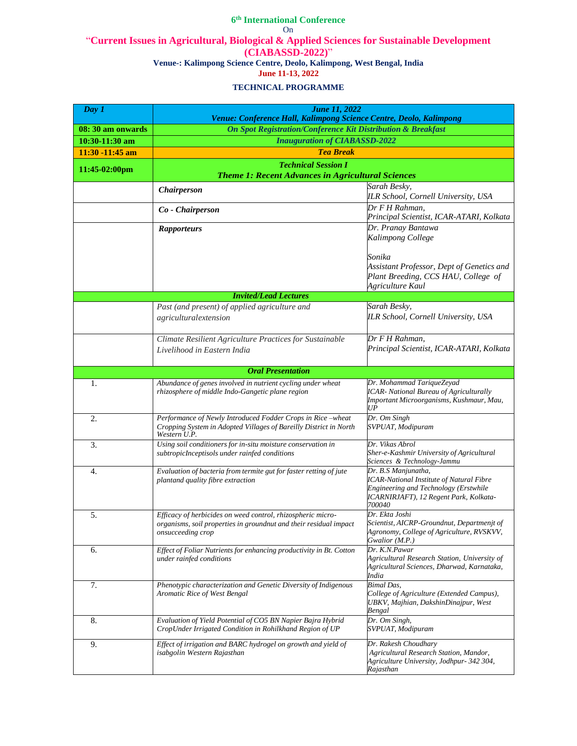**6th International Conference**

On

# "Current Issues in Agricultural, Biological & Applied Sciences for Sustainable Development (CIABASSD-2022)"

**Venue-: Kalimpong Science Centre, Deolo, Kalimpong, West Bengal, India**

**June 11-13, 2022**

## TECHNICAL PROGRAMME

| ***Day 1*** | ***June 11, 2022*** ***Venue: Conference Hall, Kalimpong Science Centre, Deolo, Kalimpong*** | |
|---|---|---|
| **08: 30 am onwards** | ***On Spot Registration/Conference Kit Distribution & Breakfast*** | |
| **10:30-11:30 am** | ***Inauguration of CIABASSD-2022*** | |
| **11:30 -11:45 am** | ***Tea Break*** | |
| **11:45-02:00pm** | ***Technical Session I*** ***Theme 1: Recent Advances in Agricultural Sciences*** | |
| | ***Chairperson*** | *Sarah Besky, ILR School, Cornell University, USA* |
| | ***Co - Chairperson*** | *Dr F H Rahman, Principal Scientist, ICAR-ATARI, Kolkata* |
| | ***Rapporteurs*** | *Dr. Pranay Bantawa Kalimpong College* <br><br> *Sonika Assistant Professor, Dept of Genetics and Plant Breeding, CCS HAU, College of Agriculture Kaul* |
| ***Invited/Lead Lectures*** | | |
| | *Past (and present) of applied agriculture and agriculturalextension* | *Sarah Besky, ILR School, Cornell University, USA* |
| | *Climate Resilient Agriculture Practices for Sustainable Livelihood in Eastern India* | *Dr F H Rahman, Principal Scientist, ICAR-ATARI, Kolkata* |
| ***Oral Presentation*** | | |
| 1. | *Abundance of genes involved in nutrient cycling under wheat rhizosphere of middle Indo-Gangetic plane region* | *Dr. Mohammad TariqueZeyad ICAR- National Bureau of Agriculturally Important Microorganisms, Kushmaur, Mau, UP* |
| 2. | *Performance of Newly Introduced Fodder Crops in Rice –wheat Cropping System in Adopted Villages of Bareilly District in North Western U.P.* | *Dr. Om Singh SVPUAT, Modipuram* |
| 3. | *Using soil conditioners for in-situ moisture conservation in subtropicInceptisols under rainfed conditions* | *Dr. Vikas Abrol Sher-e-Kashmir University of Agricultural Sciences & Technology-Jammu* |
| 4. | *Evaluation of bacteria from termite gut for faster retting of jute plantand quality fibre extraction* | *Dr. B.S Manjunatha, ICAR-National Institute of Natural Fibre Engineering and Technology (Erstwhile ICARNIRJAFT), 12 Regent Park, Kolkata-700040* |
| 5. | *Efficacy of herbicides on weed control, rhizospheric micro-organisms, soil properties in groundnut and their residual impact onsucceeding crop* | *Dr. Ekta Joshi Scientist, AICRP-Groundnut, Departmenjt of Agronomy, College of Agriculture, RVSKVV, Gwalior (M.P.)* |
| 6. | *Effect of Foliar Nutrients for enhancing productivity in Bt. Cotton under rainfed conditions* | *Dr. K.N.Pawar Agricultural Research Station, University of Agricultural Sciences, Dharwad, Karnataka, India* |
| 7. | *Phenotypic characterization and Genetic Diversity of Indigenous Aromatic Rice of West Bengal* | *Bimal Das, College of Agriculture (Extended Campus), UBKV, Majhian, DakshinDinajpur, West Bengal* |
| 8. | *Evaluation of Yield Potential of CO5 BN Napier Bajra Hybrid CropUnder Irrigated Condition in Rohilkhand Region of UP* | *Dr. Om Singh, SVPUAT, Modipuram* |
| 9. | *Effect of irrigation and BARC hydrogel on growth and yield of isabgolin Western Rajasthan* | *Dr. Rakesh Choudhary Agricultural Research Station, Mandor, Agriculture University, Jodhpur- 342 304, Rajasthan* |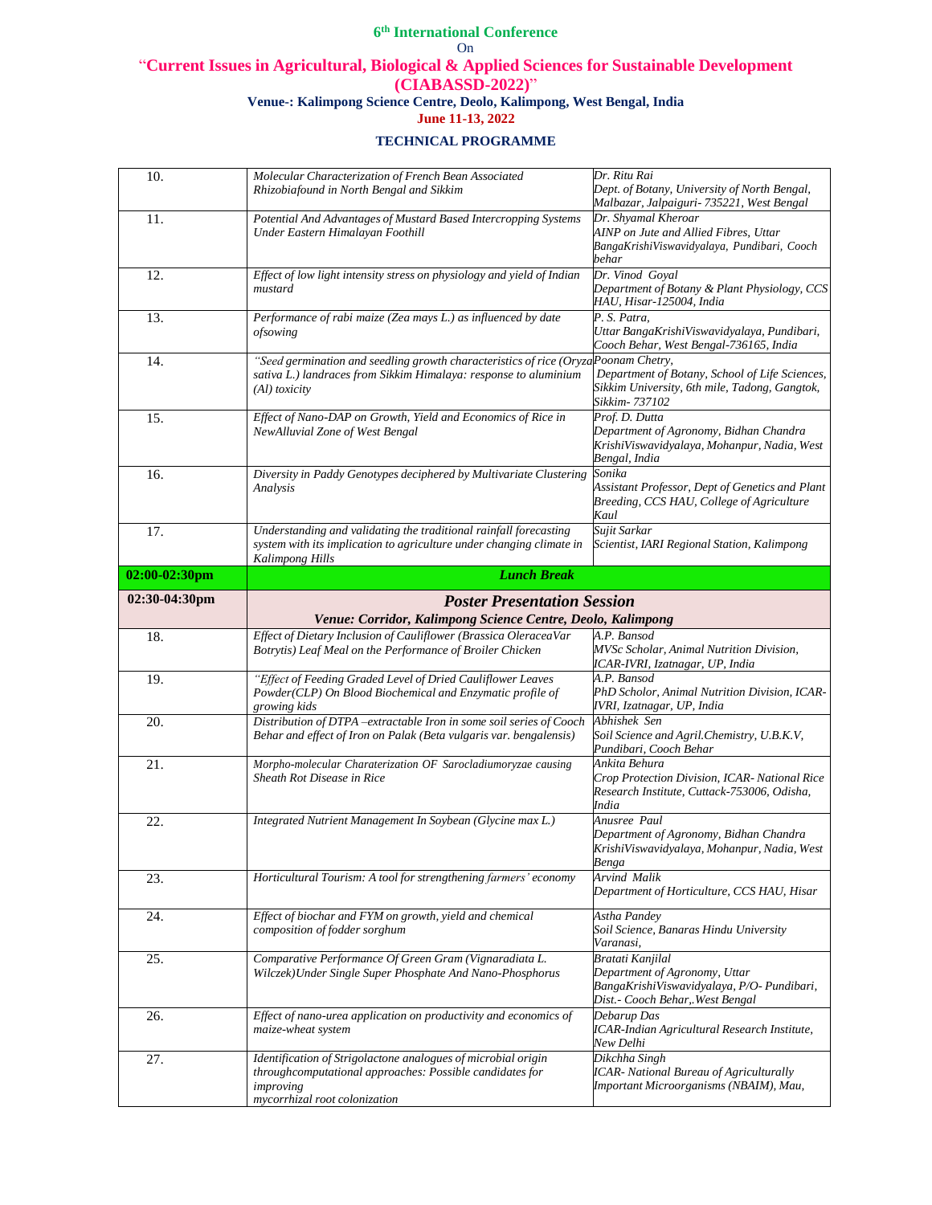**6th International Conference**

On

**"Current Issues in Agricultural, Biological & Applied Sciences for Sustainable Development (CIABASSD-2022)"**

**Venue-: Kalimpong Science Centre, Deolo, Kalimpong, West Bengal, India**

**June 11-13, 2022**

**TECHNICAL PROGRAMME**

| | | |
|---|---|---|
| 10. | *Molecular Characterization of French Bean Associated Rhizobiafound in North Bengal and Sikkim* | *Dr. Ritu Rai Dept. of Botany, University of North Bengal, Malbazar, Jalpaiguri- 735221, West Bengal* |
| 11. | *Potential And Advantages of Mustard Based Intercropping Systems Under Eastern Himalayan Foothill* | *Dr. Shyamal Kheroar AINP on Jute and Allied Fibres, Uttar BangaKrishiViswavidyalaya, Pundibari, Cooch behar* |
| 12. | *Effect of low light intensity stress on physiology and yield of Indian mustard* | *Dr. Vinod Goyal Department of Botany & Plant Physiology, CCS HAU, Hisar-125004, India* |
| 13. | *Performance of rabi maize (Zea mays L.) as influenced by date ofsowing* | *P. S. Patra, Uttar BangaKrishiViswavidyalaya, Pundibari, Cooch Behar, West Bengal-736165, India* |
| 14. | *"Seed germination and seedling growth characteristics of rice (Oryza sativa L.) landraces from Sikkim Himalaya: response to aluminium (Al) toxicity* | *Poonam Chetry, Department of Botany, School of Life Sciences, Sikkim University, 6th mile, Tadong, Gangtok, Sikkim- 737102* |
| 15. | *Effect of Nano-DAP on Growth, Yield and Economics of Rice in NewAlluvial Zone of West Bengal* | *Prof. D. Dutta Department of Agronomy, Bidhan Chandra KrishiViswavidyalaya, Mohanpur, Nadia, West Bengal, India* |
| 16. | *Diversity in Paddy Genotypes deciphered by Multivariate Clustering Analysis* | *Sonika Assistant Professor, Dept of Genetics and Plant Breeding, CCS HAU, College of Agriculture Kaul* |
| 17. | *Understanding and validating the traditional rainfall forecasting system with its implication to agriculture under changing climate in Kalimpong Hills* | *Sujit Sarkar Scientist, IARI Regional Station, Kalimpong* |
| **02:00-02:30pm** | ***Lunch Break*** | |
| **02:30-04:30pm** | ***Poster Presentation Session*** ***Venue: Corridor, Kalimpong Science Centre, Deolo, Kalimpong*** | |
| 18. | *Effect of Dietary Inclusion of Cauliflower (Brassica OleraceaVar Botrytis) Leaf Meal on the Performance of Broiler Chicken* | *A.P. Bansod MVSc Scholar, Animal Nutrition Division, ICAR-IVRI, Izatnagar, UP, India* |
| 19. | *"Effect of Feeding Graded Level of Dried Cauliflower Leaves Powder(CLP) On Blood Biochemical and Enzymatic profile of growing kids* | *A.P. Bansod PhD Scholor, Animal Nutrition Division, ICAR-IVRI, Izatnagar, UP, India* |
| 20. | *Distribution of DTPA –extractable Iron in some soil series of Cooch Behar and effect of Iron on Palak (Beta vulgaris var. bengalensis)* | *Abhishek Sen Soil Science and Agril.Chemistry, U.B.K.V, Pundibari, Cooch Behar* |
| 21. | *Morpho-molecular Charaterization OF Sarocladiumoryzae causing Sheath Rot Disease in Rice* | *Ankita Behura Crop Protection Division, ICAR- National Rice Research Institute, Cuttack-753006, Odisha, India* |
| 22. | *Integrated Nutrient Management In Soybean (Glycine max L.)* | *Anusree Paul Department of Agronomy, Bidhan Chandra KrishiViswavidyalaya, Mohanpur, Nadia, West Benga* |
| 23. | *Horticultural Tourism: A tool for strengthening farmers' economy* | *Arvind Malik Department of Horticulture, CCS HAU, Hisar* |
| 24. | *Effect of biochar and FYM on growth, yield and chemical composition of fodder sorghum* | *Astha Pandey Soil Science, Banaras Hindu University Varanasi,* |
| 25. | *Comparative Performance Of Green Gram (Vignaradiata L. Wilczek)Under Single Super Phosphate And Nano-Phosphorus* | *Bratati Kanjilal Department of Agronomy, Uttar BangaKrishiViswavidyalaya, P/O- Pundibari, Dist.- Cooch Behar,.West Bengal* |
| 26. | *Effect of nano-urea application on productivity and economics of maize-wheat system* | *Debarup Das ICAR-Indian Agricultural Research Institute, New Delhi* |
| 27. | *Identification of Strigolactone analogues of microbial origin throughcomputational approaches: Possible candidates for improving mycorrhizal root colonization* | *Dikchha Singh ICAR- National Bureau of Agriculturally Important Microorganisms (NBAIM), Mau,* |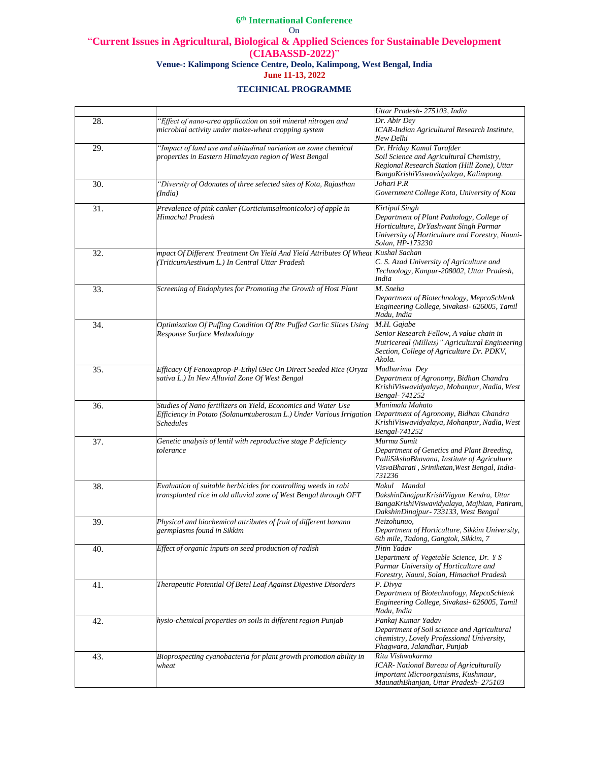**6th International Conference**

On

**"Current Issues in Agricultural, Biological & Applied Sciences for Sustainable Development (CIABASSD-2022)"**

**Venue-: Kalimpong Science Centre, Deolo, Kalimpong, West Bengal, India**

**June 11-13, 2022**

**TECHNICAL PROGRAMME**

| | | |
|---|---|---|
| | | *Uttar Pradesh- 275103, India* |
| 28. | *"Effect of nano-urea application on soil mineral nitrogen and microbial activity under maize-wheat cropping system* | *Dr. Abir Dey ICAR-Indian Agricultural Research Institute, New Delhi* |
| 29. | *"Impact of land use and altitudinal variation on some chemical properties in Eastern Himalayan region of West Bengal* | *Dr. Hriday Kamal Tarafder Soil Science and Agricultural Chemistry, Regional Research Station (Hill Zone), Uttar BangaKrishiViswavidyalaya, Kalimpong.* |
| 30. | *"Diversity of Odonates of three selected sites of Kota, Rajasthan (India)* | *Johari P.R Government College Kota, University of Kota* |
| 31. | *Prevalence of pink canker (Corticiumsalmonicolor) of apple in Himachal Pradesh* | *Kirtipal Singh Department of Plant Pathology, College of Horticulture, DrYashwant Singh Parmar University of Horticulture and Forestry, Nauni-Solan, HP-173230* |
| 32. | *mpact Of Different Treatment On Yield And Yield Attributes Of Wheat (TriticumAestivum L.) In Central Uttar Pradesh* | *Kushal Sachan C. S. Azad University of Agriculture and Technology, Kanpur-208002, Uttar Pradesh, India* |
| 33. | *Screening of Endophytes for Promoting the Growth of Host Plant* | *M. Sneha Department of Biotechnology, MepcoSchlenk Engineering College, Sivakasi- 626005, Tamil Nadu, India* |
| 34. | *Optimization Of Puffing Condition Of Rte Puffed Garlic Slices Using Response Surface Methodology* | *M.H. Gajabe Senior Research Fellow, A value chain in Nutricereal (Millets)" Agricultural Engineering Section, College of Agriculture Dr. PDKV, Akola.* |
| 35. | *Efficacy Of Fenoxaprop-P-Ethyl 69ec On Direct Seeded Rice (Oryza sativa L.) In New Alluvial Zone Of West Bengal* | *Madhurima Dey Department of Agronomy, Bidhan Chandra KrishiViswavidyalaya, Mohanpur, Nadia, West Bengal- 741252* |
| 36. | *Studies of Nano fertilizers on Yield, Economics and Water Use Efficiency in Potato (Solanumtuberosum L.) Under Various Irrigation Schedules* | *Manimala Mahato Department of Agronomy, Bidhan Chandra KrishiViswavidyalaya, Mohanpur, Nadia, West Bengal-741252* |
| 37. | *Genetic analysis of lentil with reproductive stage P deficiency tolerance* | *Murmu Sumit Department of Genetics and Plant Breeding, PalliSikshaBhavana, Institute of Agriculture VisvaBharati , Sriniketan,West Bengal, India-731236* |
| 38. | *Evaluation of suitable herbicides for controlling weeds in rabi transplanted rice in old alluvial zone of West Bengal through OFT* | *Nakul Mandal DakshinDinajpurKrishiVigyan Kendra, Uttar BangaKrishiViswavidyalaya, Majhian, Patiram, DakshinDinajpur- 733133, West Bengal* |
| 39. | *Physical and biochemical attributes of fruit of different banana germplasms found in Sikkim* | *Neizohunuo, Department of Horticulture, Sikkim University, 6th mile, Tadong, Gangtok, Sikkim, 7* |
| 40. | *Effect of organic inputs on seed production of radish* | *Nitin Yadav Department of Vegetable Science, Dr. Y S Parmar University of Horticulture and Forestry, Nauni, Solan, Himachal Pradesh* |
| 41. | *Therapeutic Potential Of Betel Leaf Against Digestive Disorders* | *P. Divya Department of Biotechnology, MepcoSchlenk Engineering College, Sivakasi- 626005, Tamil Nadu, India* |
| 42. | *hysio-chemical properties on soils in different region Punjab* | *Pankaj Kumar Yadav Department of Soil science and Agricultural chemistry, Lovely Professional University, Phagwara, Jalandhar, Punjab* |
| 43. | *Bioprospecting cyanobacteria for plant growth promotion ability in wheat* | *Ritu Vishwakarma ICAR- National Bureau of Agriculturally Important Microorganisms, Kushmaur, MaunathBhanjan, Uttar Pradesh- 275103* |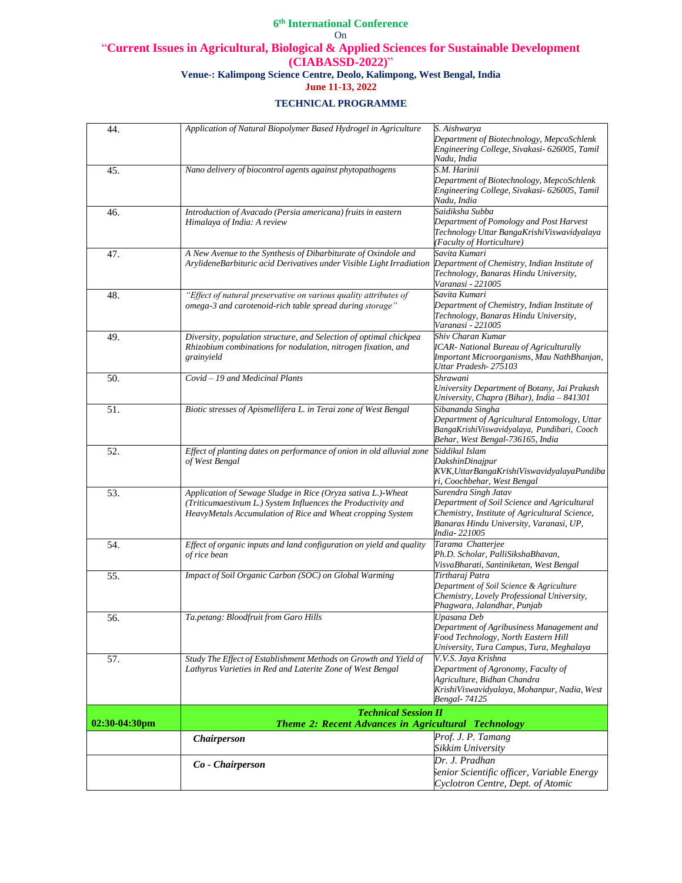6th International Conference

On

"**Current Issues in Agricultural, Biological & Applied Sciences for Sustainable Development (CIABASSD-2022)**"

**Venue-: Kalimpong Science Centre, Deolo, Kalimpong, West Bengal, India**

**June 11-13, 2022**

**TECHNICAL PROGRAMME**

| | | |
|---|---|---|
| 44. | *Application of Natural Biopolymer Based Hydrogel in Agriculture* | *S. Aishwarya*<br>*Department of Biotechnology, MepcoSchlenk Engineering College, Sivakasi- 626005, Tamil Nadu, India* |
| 45. | *Nano delivery of biocontrol agents against phytopathogens* | *S.M. Harinii*<br>*Department of Biotechnology, MepcoSchlenk Engineering College, Sivakasi- 626005, Tamil Nadu, India* |
| 46. | *Introduction of Avacado (Persia americana) fruits in eastern Himalaya of India: A review* | *Saidiksha Subba*<br>*Department of Pomology and Post Harvest Technology Uttar BangaKrishiViswavidyalaya (Faculty of Horticulture)* |
| 47. | *A New Avenue to the Synthesis of Dibarbiturate of Oxindole and ArylideneBarbituric acid Derivatives under Visible Light Irradiation* | *Savita Kumari*<br>*Department of Chemistry, Indian Institute of Technology, Banaras Hindu University, Varanasi - 221005* |
| 48. | *"Effect of natural preservative on various quality attributes of omega-3 and carotenoid-rich table spread during storage"* | *Savita Kumari*<br>*Department of Chemistry, Indian Institute of Technology, Banaras Hindu University, Varanasi - 221005* |
| 49. | *Diversity, population structure, and Selection of optimal chickpea Rhizobium combinations for nodulation, nitrogen fixation, and grainyield* | *Shiv Charan Kumar*<br>*ICAR- National Bureau of Agriculturally Important Microorganisms, Mau NathBhanjan, Uttar Pradesh- 275103* |
| 50. | *Covid – 19 and Medicinal Plants* | *Shrawani*<br>*University Department of Botany, Jai Prakash University, Chapra (Bihar), India – 841301* |
| 51. | *Biotic stresses of Apismellifera L. in Terai zone of West Bengal* | *Sibananda Singha*<br>*Department of Agricultural Entomology, Uttar BangaKrishiViswavidyalaya, Pundibari, Cooch Behar, West Bengal-736165, India* |
| 52. | *Effect of planting dates on performance of onion in old alluvial zone of West Bengal* | *Siddikul Islam*<br>*DakshinDinajpur KVK,UttarBangaKrishiViswavidyalayaPundibari, Coochbehar, West Bengal* |
| 53. | *Application of Sewage Sludge in Rice (Oryza sativa L.)-Wheat (Triticumaestivum L.) System Influences the Productivity and HeavyMetals Accumulation of Rice and Wheat cropping System* | *Surendra Singh Jatav*<br>*Department of Soil Science and Agricultural Chemistry, Institute of Agricultural Science, Banaras Hindu University, Varanasi, UP, India- 221005* |
| 54. | *Effect of organic inputs and land configuration on yield and quality of rice bean* | *Tarama Chatterjee*<br>*Ph.D. Scholar, PalliSikshaBhavan, VisvaBharati, Santiniketan, West Bengal* |
| 55. | *Impact of Soil Organic Carbon (SOC) on Global Warming* | *Tirtharaj Patra*<br>*Department of Soil Science & Agriculture Chemistry, Lovely Professional University, Phagwara, Jalandhar, Punjab* |
| 56. | *Ta.petang: Bloodfruit from Garo Hills* | *Upasana Deb*<br>*Department of Agribusiness Management and Food Technology, North Eastern Hill University, Tura Campus, Tura, Meghalaya* |
| 57. | *Study The Effect of Establishment Methods on Growth and Yield of Lathyrus Varieties in Red and Laterite Zone of West Bengal* | *V.V.S. Jaya Krishna*<br>*Department of Agronomy, Faculty of Agriculture, Bidhan Chandra KrishiViswavidyalaya, Mohanpur, Nadia, West Bengal- 74125* |
| **02:30-04:30pm** | ***Technical Session II***<br>***Theme 2: Recent Advances in Agricultural Technology*** | |
| | ***Chairperson*** | *Prof. J. P. Tamang*<br>*Sikkim University* |
| | ***Co - Chairperson*** | *Dr. J. Pradhan*<br>*Senior Scientific officer, Variable Energy Cyclotron Centre, Dept. of Atomic* |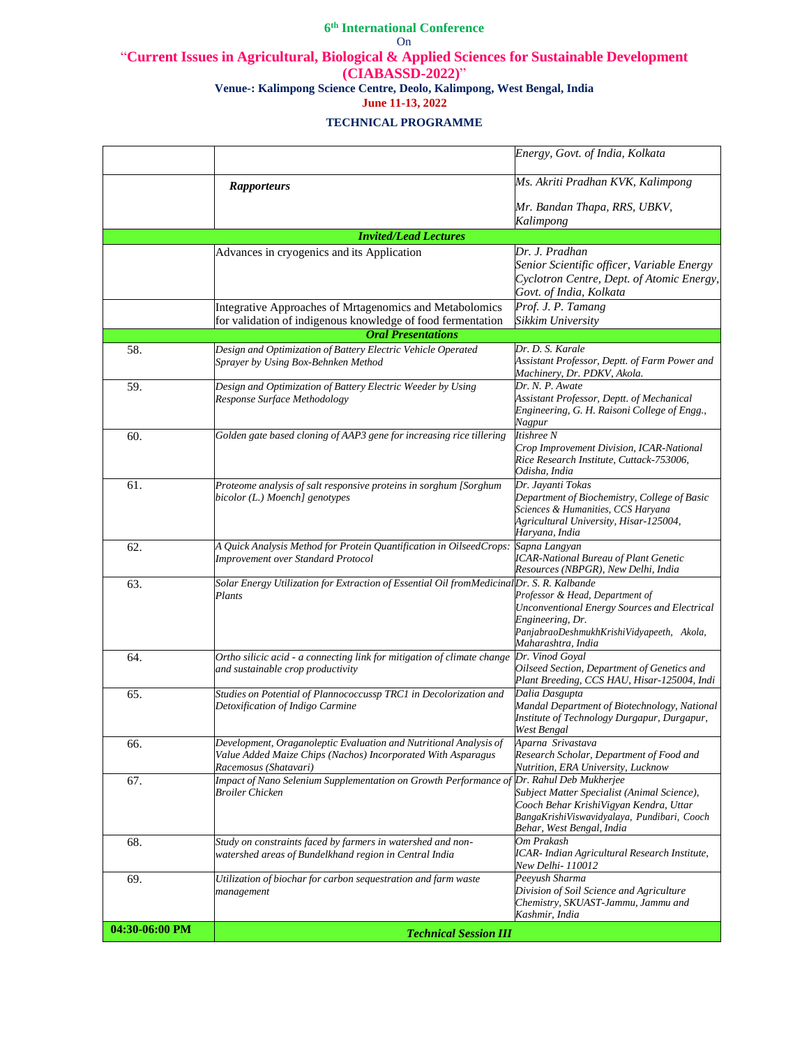**6th International Conference**

On

**"Current Issues in Agricultural, Biological & Applied Sciences for Sustainable Development (CIABASSD-2022)"**

**Venue-: Kalimpong Science Centre, Deolo, Kalimpong, West Bengal, India**

**June 11-13, 2022**

**TECHNICAL PROGRAMME**

| | | |
|---|---|---|
| | | *Energy, Govt. of India, Kolkata* |
| | ***Rapporteurs*** | *Ms. Akriti Pradhan KVK, Kalimpong*<br><br>*Mr. Bandan Thapa, RRS, UBKV, Kalimpong* |
| ***Invited/Lead Lectures*** | | |
| | Advances in cryogenics and its Application | *Dr. J. Pradhan*<br>*Senior Scientific officer, Variable Energy Cyclotron Centre, Dept. of Atomic Energy, Govt. of India, Kolkata* |
| | Integrative Approaches of Mrtagenomics and Metabolomics for validation of indigenous knowledge of food fermentation | *Prof. J. P. Tamang*<br>*Sikkim University* |
| ***Oral Presentations*** | | |
| 58. | *Design and Optimization of Battery Electric Vehicle Operated Sprayer by Using Box-Behnken Method* | *Dr. D. S. Karale*<br>*Assistant Professor, Deptt. of Farm Power and Machinery, Dr. PDKV, Akola.* |
| 59. | *Design and Optimization of Battery Electric Weeder by Using Response Surface Methodology* | *Dr. N. P. Awate*<br>*Assistant Professor, Deptt. of Mechanical Engineering, G. H. Raisoni College of Engg., Nagpur* |
| 60. | *Golden gate based cloning of AAP3 gene for increasing rice tillering* | *Itishree N*<br>*Crop Improvement Division, ICAR-National Rice Research Institute, Cuttack-753006, Odisha, India* |
| 61. | *Proteome analysis of salt responsive proteins in sorghum [Sorghum bicolor (L.) Moench] genotypes* | *Dr. Jayanti Tokas*<br>*Department of Biochemistry, College of Basic Sciences & Humanities, CCS Haryana Agricultural University, Hisar-125004, Haryana, India* |
| 62. | *A Quick Analysis Method for Protein Quantification in OilseedCrops: Improvement over Standard Protocol* | *Sapna Langyan*<br>*ICAR-National Bureau of Plant Genetic Resources (NBPGR), New Delhi, India* |
| 63. | *Solar Energy Utilization for Extraction of Essential Oil fromMedicinal Plants* | *Dr. S. R. Kalbande*<br>*Professor & Head, Department of Unconventional Energy Sources and Electrical Engineering, Dr. PanjabraoDeshmukhKrishiVidyapeeth, Akola, Maharashtra, India* |
| 64. | *Ortho silicic acid - a connecting link for mitigation of climate change and sustainable crop productivity* | *Dr. Vinod Goyal*<br>*Oilseed Section, Department of Genetics and Plant Breeding, CCS HAU, Hisar-125004, Indi* |
| 65. | *Studies on Potential of Plannococcussp TRC1 in Decolorization and Detoxification of Indigo Carmine* | *Dalia Dasgupta*<br>*Mandal Department of Biotechnology, National Institute of Technology Durgapur, Durgapur, West Bengal* |
| 66. | *Development, Oraganoleptic Evaluation and Nutritional Analysis of Value Added Maize Chips (Nachos) Incorporated With Asparagus Racemosus (Shatavari)* | *Aparna Srivastava*<br>*Research Scholar, Department of Food and Nutrition, ERA University, Lucknow* |
| 67. | *Impact of Nano Selenium Supplementation on Growth Performance of Broiler Chicken* | *Dr. Rahul Deb Mukherjee*<br>*Subject Matter Specialist (Animal Science), Cooch Behar KrishiVigyan Kendra, Uttar BangaKrishiViswavidyalaya, Pundibari, Cooch Behar, West Bengal, India* |
| 68. | *Study on constraints faced by farmers in watershed and non-watershed areas of Bundelkhand region in Central India* | *Om Prakash*<br>*ICAR- Indian Agricultural Research Institute, New Delhi- 110012* |
| 69. | *Utilization of biochar for carbon sequestration and farm waste management* | *Peeyush Sharma*<br>*Division of Soil Science and Agriculture Chemistry, SKUAST-Jammu, Jammu and Kashmir, India* |
| **04:30-06:00 PM** | ***Technical Session III*** | |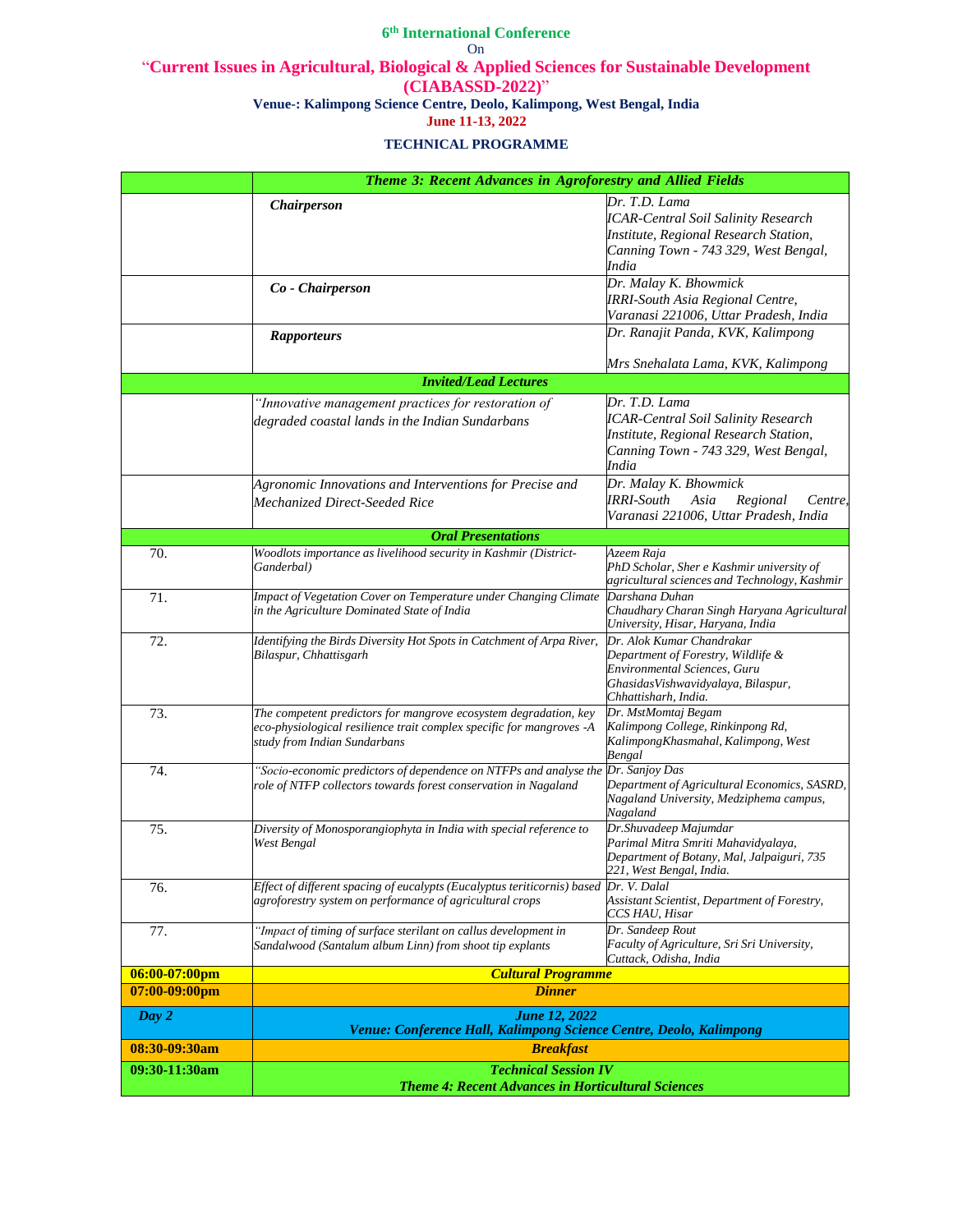**6th International Conference**

On

**"Current Issues in Agricultural, Biological & Applied Sciences for Sustainable Development (CIABASSD-2022)"**

**Venue-: Kalimpong Science Centre, Deolo, Kalimpong, West Bengal, India**

**June 11-13, 2022**

**TECHNICAL PROGRAMME**

| | ***Theme 3: Recent Advances in Agroforestry and Allied Fields*** | |
|---|---|---|
| | ***Chairperson*** | *Dr. T.D. Lama ICAR-Central Soil Salinity Research Institute, Regional Research Station, Canning Town - 743 329, West Bengal, India* |
| | ***Co - Chairperson*** | *Dr. Malay K. Bhowmick IRRI-South Asia Regional Centre, Varanasi 221006, Uttar Pradesh, India* |
| | ***Rapporteurs*** | *Dr. Ranajit Panda, KVK, Kalimpong<br>Mrs Snehalata Lama, KVK, Kalimpong* |
| | ***Invited/Lead Lectures*** | |
| | *"Innovative management practices for restoration of degraded coastal lands in the Indian Sundarbans* | *Dr. T.D. Lama ICAR-Central Soil Salinity Research Institute, Regional Research Station, Canning Town - 743 329, West Bengal, India* |
| | *Agronomic Innovations and Interventions for Precise and Mechanized Direct-Seeded Rice* | *Dr. Malay K. Bhowmick IRRI-South Asia Regional Centre, Varanasi 221006, Uttar Pradesh, India* |
| | ***Oral Presentations*** | |
| 70. | *Woodlots importance as livelihood security in Kashmir (District-Ganderbal)* | *Azeem Raja PhD Scholar, Sher e Kashmir university of agricultural sciences and Technology, Kashmir* |
| 71. | *Impact of Vegetation Cover on Temperature under Changing Climate in the Agriculture Dominated State of India* | *Darshana Duhan Chaudhary Charan Singh Haryana Agricultural University, Hisar, Haryana, India* |
| 72. | *Identifying the Birds Diversity Hot Spots in Catchment of Arpa River, Bilaspur, Chhattisgarh* | *Dr. Alok Kumar Chandrakar Department of Forestry, Wildlife & Environmental Sciences, Guru GhasidasVishwavidyalaya, Bilaspur, Chhattisharh, India.* |
| 73. | *The competent predictors for mangrove ecosystem degradation, key eco-physiological resilience trait complex specific for mangroves -A study from Indian Sundarbans* | *Dr. MstMomtaj Begam Kalimpong College, Rinkinpong Rd, KalimpongKhasmahal, Kalimpong, West Bengal* |
| 74. | *"Socio-economic predictors of dependence on NTFPs and analyse the role of NTFP collectors towards forest conservation in Nagaland* | *Dr. Sanjoy Das Department of Agricultural Economics, SASRD, Nagaland University, Medziphema campus, Nagaland* |
| 75. | *Diversity of Monosporangiophyta in India with special reference to West Bengal* | *Dr.Shuvadeep Majumdar Parimal Mitra Smriti Mahavidyalaya, Department of Botany, Mal, Jalpaiguri, 735 221, West Bengal, India.* |
| 76. | *Effect of different spacing of eucalypts (Eucalyptus teriticornis) based agroforestry system on performance of agricultural crops* | *Dr. V. Dalal Assistant Scientist, Department of Forestry, CCS HAU, Hisar* |
| 77. | *"Impact of timing of surface sterilant on callus development in Sandalwood (Santalum album Linn) from shoot tip explants* | *Dr. Sandeep Rout Faculty of Agriculture, Sri Sri University, Cuttack, Odisha, India* |
| **06:00-07:00pm** | ***Cultural Programme*** | |
| **07:00-09:00pm** | ***Dinner*** | |
| ***Day 2*** | ***June 12, 2022<br>Venue: Conference Hall, Kalimpong Science Centre, Deolo, Kalimpong*** | |
| **08:30-09:30am** | ***Breakfast*** | |
| **09:30-11:30am** | ***Technical Session IV<br>Theme 4: Recent Advances in Horticultural Sciences*** | |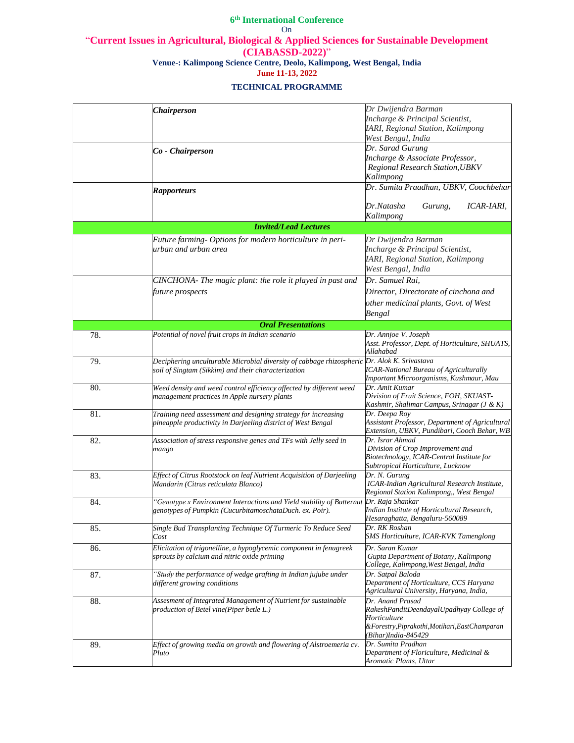**6th International Conference**

On

**"Current Issues in Agricultural, Biological & Applied Sciences for Sustainable Development (CIABASSD-2022)"**

**Venue-: Kalimpong Science Centre, Deolo, Kalimpong, West Bengal, India**

**June 11-13, 2022**

**TECHNICAL PROGRAMME**

| | | |
|---|---|---|
| | ***Chairperson*** | *Dr Dwijendra Barman Incharge & Principal Scientist, IARI, Regional Station, Kalimpong West Bengal, India* |
| | ***Co - Chairperson*** | *Dr. Sarad Gurung Incharge & Associate Professor, Regional Research Station,UBKV Kalimpong* |
| | ***Rapporteurs*** | *Dr. Sumita Praadhan, UBKV, Coochbehar*<br>*Dr.Natasha Gurung, ICAR-IARI, Kalimpong* |
| | ***Invited/Lead Lectures*** | |
| | *Future farming- Options for modern horticulture in peri-urban and urban area* | *Dr Dwijendra Barman Incharge & Principal Scientist, IARI, Regional Station, Kalimpong West Bengal, India* |
| | *CINCHONA- The magic plant: the role it played in past and future prospects* | *Dr. Samuel Rai, Director, Directorate of cinchona and other medicinal plants, Govt. of West Bengal* |
| | ***Oral Presentations*** | |
| 78. | *Potential of novel fruit crops in Indian scenario* | *Dr. Annjoe V. Joseph Asst. Professor, Dept. of Horticulture, SHUATS, Allahabad* |
| 79. | *Deciphering unculturable Microbial diversity of cabbage rhizospheric soil of Singtam (Sikkim) and their characterization* | *Dr. Alok K. Srivastava ICAR-National Bureau of Agriculturally Important Microorganisms, Kushmaur, Mau* |
| 80. | *Weed density and weed control efficiency affected by different weed management practices in Apple nursery plants* | *Dr. Amit Kumar Division of Fruit Science, FOH, SKUAST-Kashmir, Shalimar Campus, Srinagar (J & K)* |
| 81. | *Training need assessment and designing strategy for increasing pineapple productivity in Darjeeling district of West Bengal* | *Dr. Deepa Roy Assistant Professor, Department of Agricultural Extension, UBKV, Pundibari, Cooch Behar, WB* |
| 82. | *Association of stress responsive genes and TFs with Jelly seed in mango* | *Dr. Israr Ahmad Division of Crop Improvement and Biotechnology, ICAR-Central Institute for Subtropical Horticulture, Lucknow* |
| 83. | *Effect of Citrus Rootstock on leaf Nutrient Acquisition of Darjeeling Mandarin (Citrus reticulata Blanco)* | *Dr. N. Gurung ICAR-Indian Agricultural Research Institute, Regional Station Kalimpong,, West Bengal* |
| 84. | *"Genotype x Environment Interactions and Yield stability of Butternut genotypes of Pumpkin (CucurbitamoschataDuch. ex. Poir).* | *Dr. Raja Shankar Indian Institute of Horticultural Research, Hesaraghatta, Bengaluru-560089* |
| 85. | *Single Bud Transplanting Technique Of Turmeric To Reduce Seed Cost* | *Dr. RK Roshan SMS Horticulture, ICAR-KVK Tamenglong* |
| 86. | *Elicitation of trigonelline, a hypoglycemic component in fenugreek sprouts by calcium and nitric oxide priming* | *Dr. Saran Kumar Gupta Department of Botany, Kalimpong College, Kalimpong,West Bengal, India* |
| 87. | *"Study the performance of wedge grafting in Indian jujube under different growing conditions* | *Dr. Satpal Baloda Department of Horticulture, CCS Haryana Agricultural University, Haryana, India,* |
| 88. | *Assesment of Integrated Management of Nutrient for sustainable production of Betel vine(Piper betle L.)* | *Dr. Anand Prasad RakeshPanditDeendayalUpadhyay College of Horticulture &Forestry,Piprakothi,Motihari,EastChamparan (Bihar)India-845429* |
| 89. | *Effect of growing media on growth and flowering of Alstroemeria cv. Pluto* | *Dr. Sumita Pradhan Department of Floriculture, Medicinal & Aromatic Plants, Uttar* |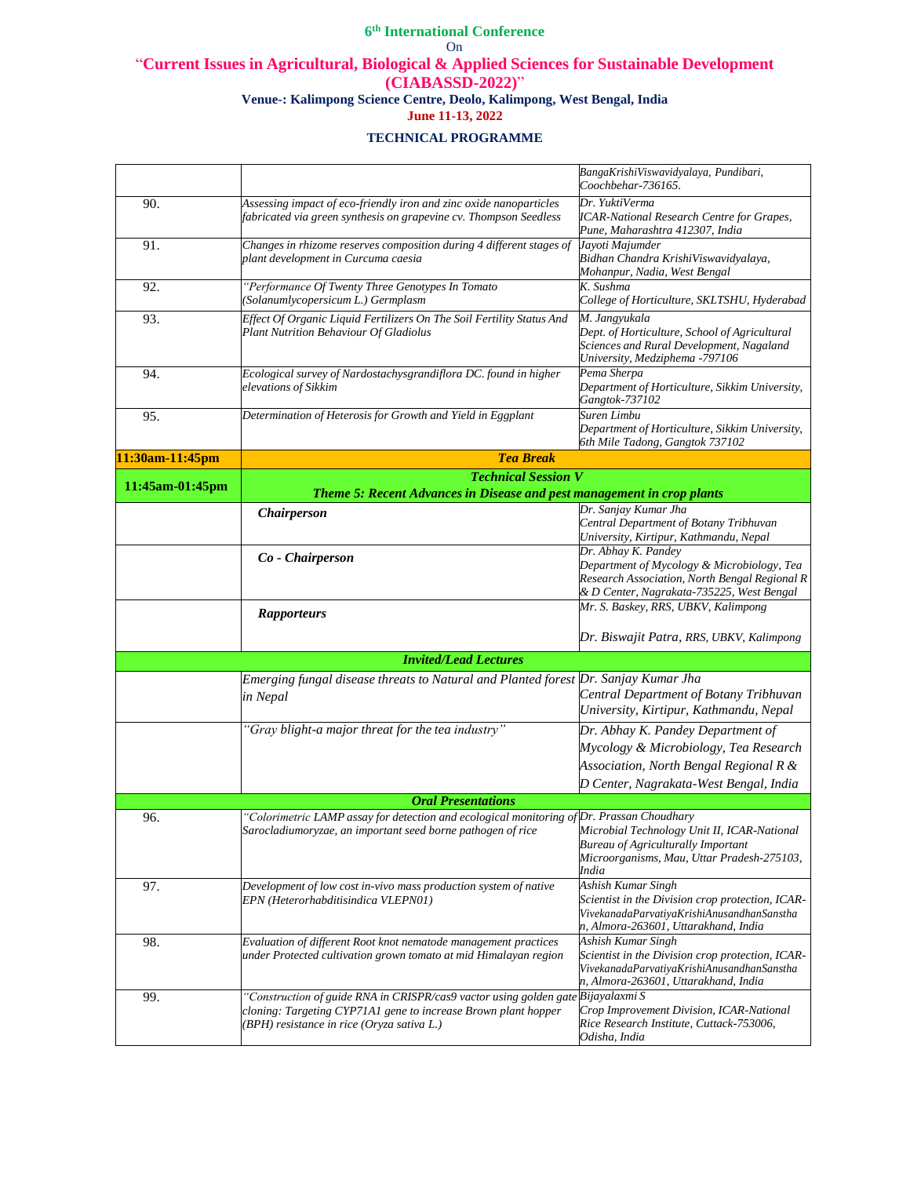6th International Conference
On
"**Current Issues in Agricultural, Biological & Applied Sciences for Sustainable Development (CIABASSD-2022)**"

**Venue-: Kalimpong Science Centre, Deolo, Kalimpong, West Bengal, India**

**June 11-13, 2022**

**TECHNICAL PROGRAMME**

| | | |
|---|---|---|
| | | *BangaKrishiViswavidyalaya, Pundibari, Coochbehar-736165.* |
| 90. | *Assessing impact of eco-friendly iron and zinc oxide nanoparticles fabricated via green synthesis on grapevine cv. Thompson Seedless* | *Dr. YuktiVerma ICAR-National Research Centre for Grapes, Pune, Maharashtra 412307, India* |
| 91. | *Changes in rhizome reserves composition during 4 different stages of plant development in Curcuma caesia* | *Jayoti Majumder Bidhan Chandra KrishiViswavidyalaya, Mohanpur, Nadia, West Bengal* |
| 92. | *"Performance Of Twenty Three Genotypes In Tomato (Solanumlycopersicum L.) Germplasm* | *K. Sushma College of Horticulture, SKLTSHU, Hyderabad* |
| 93. | *Effect Of Organic Liquid Fertilizers On The Soil Fertility Status And Plant Nutrition Behaviour Of Gladiolus* | *M. Jangyukala Dept. of Horticulture, School of Agricultural Sciences and Rural Development, Nagaland University, Medziphema -797106* |
| 94. | *Ecological survey of Nardostachysgrandiflora DC. found in higher elevations of Sikkim* | *Pema Sherpa Department of Horticulture, Sikkim University, Gangtok-737102* |
| 95. | *Determination of Heterosis for Growth and Yield in Eggplant* | *Suren Limbu Department of Horticulture, Sikkim University, 6th Mile Tadong, Gangtok 737102* |
| **11:30am-11:45pm** | ***Tea Break*** | |
| **11:45am-01:45pm** | ***Technical Session V*** ***Theme 5: Recent Advances in Disease and pest management in crop plants*** | |
| | ***Chairperson*** | *Dr. Sanjay Kumar Jha Central Department of Botany Tribhuvan University, Kirtipur, Kathmandu, Nepal* |
| | ***Co - Chairperson*** | *Dr. Abhay K. Pandey Department of Mycology & Microbiology, Tea Research Association, North Bengal Regional R & D Center, Nagrakata-735225, West Bengal* |
| | ***Rapporteurs*** | *Mr. S. Baskey, RRS, UBKV, Kalimpong* *Dr. Biswajit Patra, RRS, UBKV, Kalimpong* |
| ***Invited/Lead Lectures*** | | |
| | *Emerging fungal disease threats to Natural and Planted forest in Nepal* | *Dr. Sanjay Kumar Jha Central Department of Botany Tribhuvan University, Kirtipur, Kathmandu, Nepal* |
| | *"Gray blight-a major threat for the tea industry"* | *Dr. Abhay K. Pandey Department of Mycology & Microbiology, Tea Research Association, North Bengal Regional R & D Center, Nagrakata-West Bengal, India* |
| ***Oral Presentations*** | | |
| 96. | *"Colorimetric LAMP assay for detection and ecological monitoring of Sarocladiumoryzae, an important seed borne pathogen of rice* | *Dr. Prassan Choudhary Microbial Technology Unit II, ICAR-National Bureau of Agriculturally Important Microorganisms, Mau, Uttar Pradesh-275103, India* |
| 97. | *Development of low cost in-vivo mass production system of native EPN (Heterorhabditisindica VLEPN01)* | *Ashish Kumar Singh Scientist in the Division crop protection, ICAR-VivekanadaParvatiyaKrishiAnusandhanSansthan, Almora-263601, Uttarakhand, India* |
| 98. | *Evaluation of different Root knot nematode management practices under Protected cultivation grown tomato at mid Himalayan region* | *Ashish Kumar Singh Scientist in the Division crop protection, ICAR-VivekanadaParvatiyaKrishiAnusandhanSansthan, Almora-263601, Uttarakhand, India* |
| 99. | *"Construction of guide RNA in CRISPR/cas9 vector using golden gate cloning: Targeting CYP71A1 gene to increase Brown plant hopper (BPH) resistance in rice (Oryza sativa L.)* | *Bijayalaxmi S Crop Improvement Division, ICAR-National Rice Research Institute, Cuttack-753006, Odisha, India* |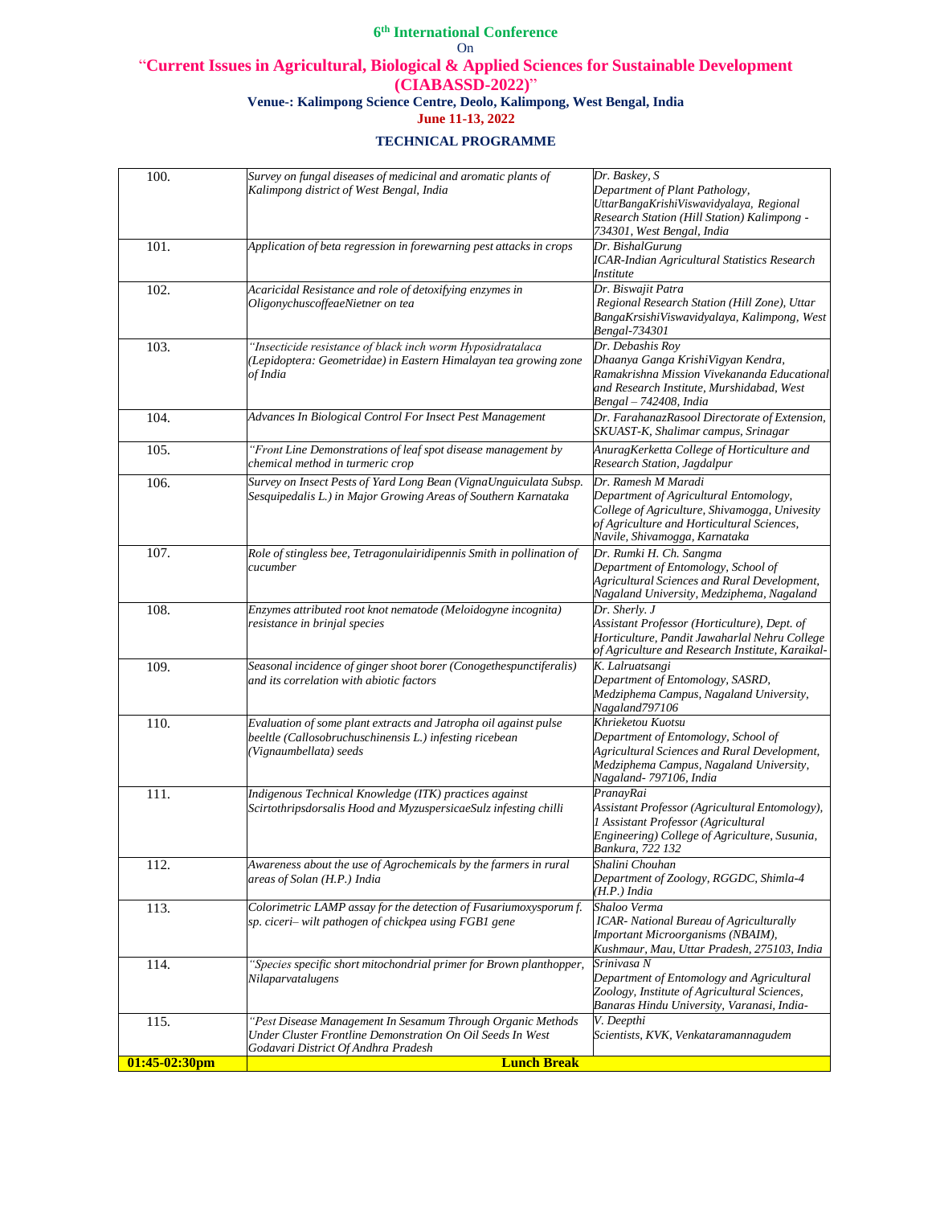**6th International Conference**

On

"**Current Issues in Agricultural, Biological & Applied Sciences for Sustainable Development (CIABASSD-2022)**"

**Venue-: Kalimpong Science Centre, Deolo, Kalimpong, West Bengal, India**

**June 11-13, 2022**

**TECHNICAL PROGRAMME**

| | | |
|---|---|---|
| 100. | *Survey on fungal diseases of medicinal and aromatic plants of Kalimpong district of West Bengal, India* | *Dr. Baskey, S Department of Plant Pathology, UttarBangaKrishiViswavidyalaya, Regional Research Station (Hill Station) Kalimpong - 734301, West Bengal, India* |
| 101. | *Application of beta regression in forewarning pest attacks in crops* | *Dr. BishalGurung ICAR-Indian Agricultural Statistics Research Institute* |
| 102. | *Acaricidal Resistance and role of detoxifying enzymes in OligonychuscoffeaeNietner on tea* | *Dr. Biswajit Patra Regional Research Station (Hill Zone), Uttar BangaKrsishiViswavidyalaya, Kalimpong, West Bengal-734301* |
| 103. | *"Insecticide resistance of black inch worm Hyposidratalaca (Lepidoptera: Geometridae) in Eastern Himalayan tea growing zone of India* | *Dr. Debashis Roy Dhaanya Ganga KrishiVigyan Kendra, Ramakrishna Mission Vivekananda Educational and Research Institute, Murshidabad, West Bengal – 742408, India* |
| 104. | *Advances In Biological Control For Insect Pest Management* | *Dr. FarahanazRasool Directorate of Extension, SKUAST-K, Shalimar campus, Srinagar* |
| 105. | *"Front Line Demonstrations of leaf spot disease management by chemical method in turmeric crop* | *AnuragKerketta College of Horticulture and Research Station, Jagdalpur* |
| 106. | *Survey on Insect Pests of Yard Long Bean (VignaUnguiculata Subsp. Sesquipedalis L.) in Major Growing Areas of Southern Karnataka* | *Dr. Ramesh M Maradi Department of Agricultural Entomology, College of Agriculture, Shivamogga, Univesity of Agriculture and Horticultural Sciences, Navile, Shivamogga, Karnataka* |
| 107. | *Role of stingless bee, Tetragonulairidipennis Smith in pollination of cucumber* | *Dr. Rumki H. Ch. Sangma Department of Entomology, School of Agricultural Sciences and Rural Development, Nagaland University, Medziphema, Nagaland* |
| 108. | *Enzymes attributed root knot nematode (Meloidogyne incognita) resistance in brinjal species* | *Dr. Sherly. J Assistant Professor (Horticulture), Dept. of Horticulture, Pandit Jawaharlal Nehru College of Agriculture and Research Institute, Karaikal-* |
| 109. | *Seasonal incidence of ginger shoot borer (Conogethespunctiferalis) and its correlation with abiotic factors* | *K. Lalruatsangi Department of Entomology, SASRD, Medziphema Campus, Nagaland University, Nagaland797106* |
| 110. | *Evaluation of some plant extracts and Jatropha oil against pulse beeltle (Callosobruchuschinensis L.) infesting ricebean (Vignaumbellata) seeds* | *Khrieketou Kuotsu Department of Entomology, School of Agricultural Sciences and Rural Development, Medziphema Campus, Nagaland University, Nagaland- 797106, India* |
| 111. | *Indigenous Technical Knowledge (ITK) practices against Scirtothripsdorsalis Hood and MyzuspersicaeSulz infesting chilli* | *PranayRai Assistant Professor (Agricultural Entomology), 1 Assistant Professor (Agricultural Engineering) College of Agriculture, Susunia, Bankura, 722 132* |
| 112. | *Awareness about the use of Agrochemicals by the farmers in rural areas of Solan (H.P.) India* | *Shalini Chouhan Department of Zoology, RGGDC, Shimla-4 (H.P.) India* |
| 113. | *Colorimetric LAMP assay for the detection of Fusariumoxysporum f. sp. ciceri– wilt pathogen of chickpea using FGB1 gene* | *Shaloo Verma ICAR- National Bureau of Agriculturally Important Microorganisms (NBAIM), Kushmaur, Mau, Uttar Pradesh, 275103, India* |
| 114. | *"Species specific short mitochondrial primer for Brown planthopper, Nilaparvatalugens* | *Srinivasa N Department of Entomology and Agricultural Zoology, Institute of Agricultural Sciences, Banaras Hindu University, Varanasi, India-* |
| 115. | *"Pest Disease Management In Sesamum Through Organic Methods Under Cluster Frontline Demonstration On Oil Seeds In West Godavari District Of Andhra Pradesh* | *V. Deepthi Scientists, KVK, Venkataramannagudem* |
| **01:45-02:30pm** | **Lunch Break** | |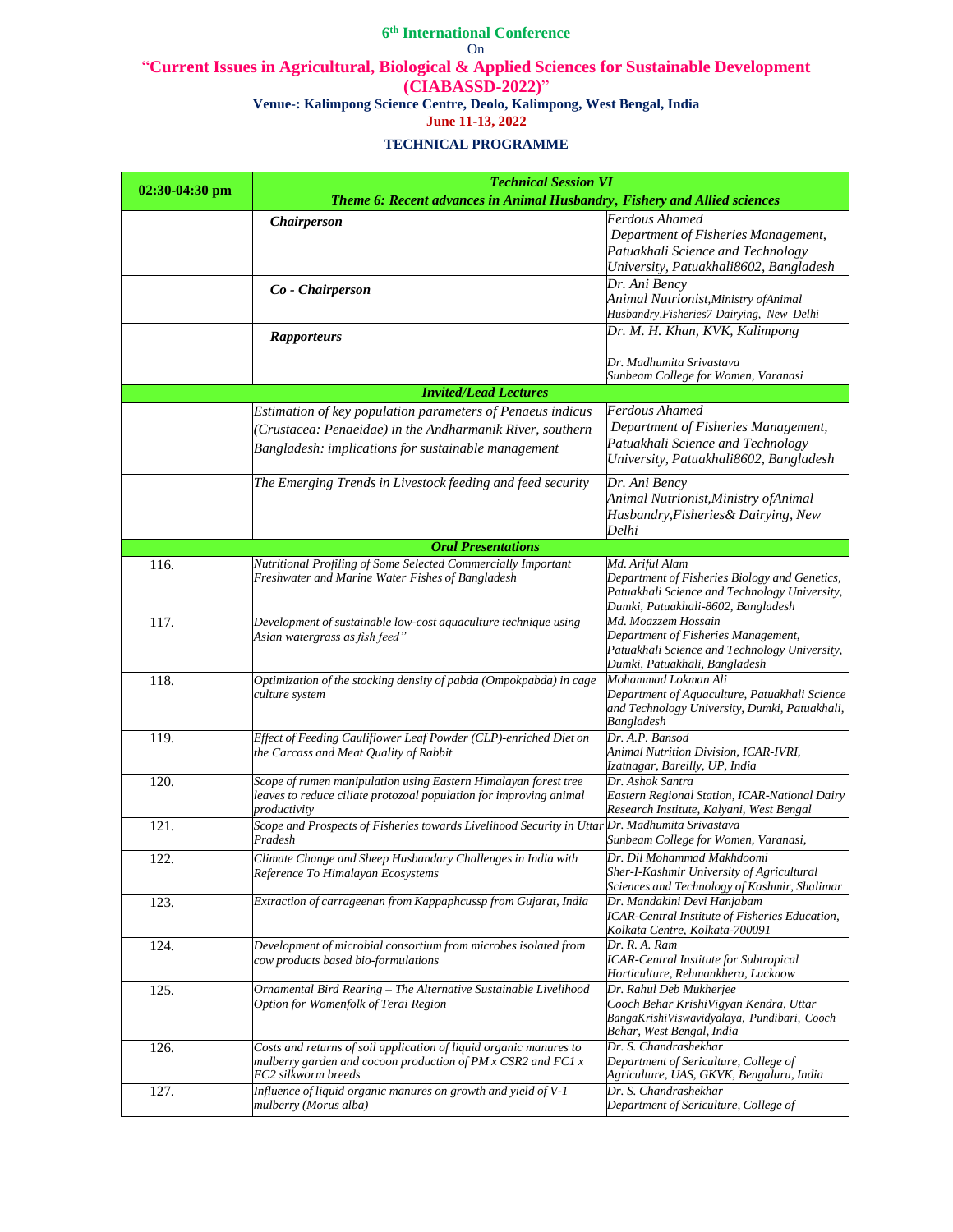**6th International Conference**

On

**"Current Issues in Agricultural, Biological & Applied Sciences for Sustainable Development (CIABASSD-2022)"**

**Venue-: Kalimpong Science Centre, Deolo, Kalimpong, West Bengal, India**

**June 11-13, 2022**

**TECHNICAL PROGRAMME**

| **02:30-04:30 pm** | ***Technical Session VI*** ***Theme 6: Recent advances in Animal Husbandry, Fishery and Allied sciences*** | |
|---|---|---|
| | ***Chairperson*** | *Ferdous Ahamed* *Department of Fisheries Management, Patuakhali Science and Technology University, Patuakhali8602, Bangladesh* |
| | ***Co - Chairperson*** | *Dr. Ani Bency* *Animal Nutrionist,Ministry ofAnimal Husbandry,Fisheries7 Dairying, New Delhi* |
| | ***Rapporteurs*** | *Dr. M. H. Khan, KVK, Kalimpong* *Dr. Madhumita Srivastava* *Sunbeam College for Women, Varanasi* |
| | ***Invited/Lead Lectures*** | |
| | *Estimation of key population parameters of Penaeus indicus (Crustacea: Penaeidae) in the Andharmanik River, southern Bangladesh: implications for sustainable management* | *Ferdous Ahamed* *Department of Fisheries Management, Patuakhali Science and Technology University, Patuakhali8602, Bangladesh* |
| | *The Emerging Trends in Livestock feeding and feed security* | *Dr. Ani Bency* *Animal Nutrionist,Ministry ofAnimal Husbandry,Fisheries& Dairying, New Delhi* |
| | ***Oral Presentations*** | |
| 116. | *Nutritional Profiling of Some Selected Commercially Important Freshwater and Marine Water Fishes of Bangladesh* | *Md. Ariful Alam* *Department of Fisheries Biology and Genetics, Patuakhali Science and Technology University, Dumki, Patuakhali-8602, Bangladesh* |
| 117. | *Development of sustainable low-cost aquaculture technique using Asian watergrass as fish feed"* | *Md. Moazzem Hossain* *Department of Fisheries Management, Patuakhali Science and Technology University, Dumki, Patuakhali, Bangladesh* |
| 118. | *Optimization of the stocking density of pabda (Ompokpabda) in cage culture system* | *Mohammad Lokman Ali* *Department of Aquaculture, Patuakhali Science and Technology University, Dumki, Patuakhali, Bangladesh* |
| 119. | *Effect of Feeding Cauliflower Leaf Powder (CLP)-enriched Diet on the Carcass and Meat Quality of Rabbit* | *Dr. A.P. Bansod* *Animal Nutrition Division, ICAR-IVRI, Izatnagar, Bareilly, UP, India* |
| 120. | *Scope of rumen manipulation using Eastern Himalayan forest tree leaves to reduce ciliate protozoal population for improving animal productivity* | *Dr. Ashok Santra* *Eastern Regional Station, ICAR-National Dairy Research Institute, Kalyani, West Bengal* |
| 121. | *Scope and Prospects of Fisheries towards Livelihood Security in Uttar Pradesh* | *Dr. Madhumita Srivastava* *Sunbeam College for Women, Varanasi,* |
| 122. | *Climate Change and Sheep Husbandary Challenges in India with Reference To Himalayan Ecosystems* | *Dr. Dil Mohammad Makhdoomi* *Sher-I-Kashmir University of Agricultural Sciences and Technology of Kashmir, Shalimar* |
| 123. | *Extraction of carrageenan from Kappaphcussp from Gujarat, India* | *Dr. Mandakini Devi Hanjabam* *ICAR-Central Institute of Fisheries Education, Kolkata Centre, Kolkata-700091* |
| 124. | *Development of microbial consortium from microbes isolated from cow products based bio-formulations* | *Dr. R. A. Ram* *ICAR-Central Institute for Subtropical Horticulture, Rehmankhera, Lucknow* |
| 125. | *Ornamental Bird Rearing – The Alternative Sustainable Livelihood Option for Womenfolk of Terai Region* | *Dr. Rahul Deb Mukherjee* *Cooch Behar KrishiVigyan Kendra, Uttar BangaKrishiViswavidyalaya, Pundibari, Cooch Behar, West Bengal, India* |
| 126. | *Costs and returns of soil application of liquid organic manures to mulberry garden and cocoon production of PM x CSR2 and FC1 x FC2 silkworm breeds* | *Dr. S. Chandrashekhar* *Department of Sericulture, College of Agriculture, UAS, GKVK, Bengaluru, India* |
| 127. | *Influence of liquid organic manures on growth and yield of V-1 mulberry (Morus alba)* | *Dr. S. Chandrashekhar* *Department of Sericulture, College of* |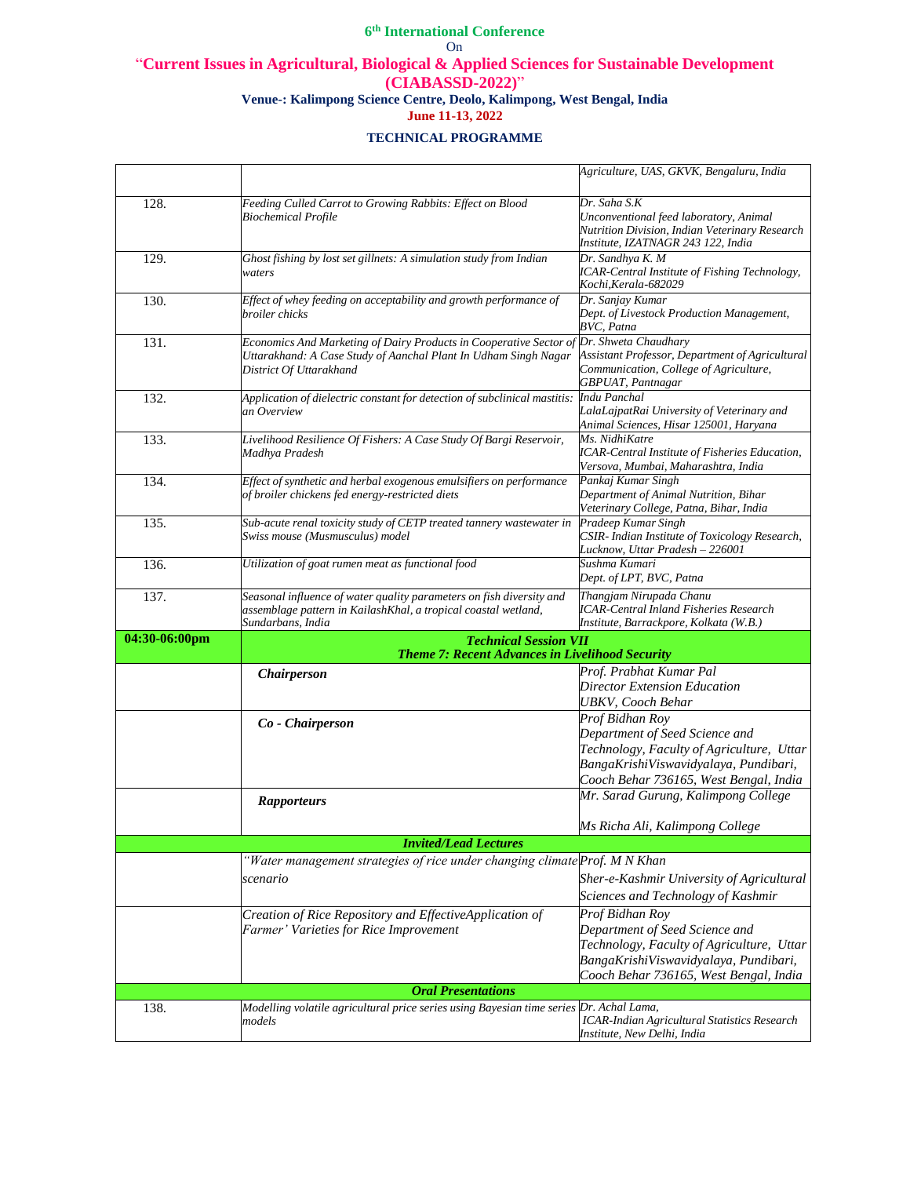**6th International Conference**

On

**"Current Issues in Agricultural, Biological & Applied Sciences for Sustainable Development (CIABASSD-2022)"**

**Venue-: Kalimpong Science Centre, Deolo, Kalimpong, West Bengal, India**

**June 11-13, 2022**

**TECHNICAL PROGRAMME**

| | | |
|---|---|---|
| | | *Agriculture, UAS, GKVK, Bengaluru, India* |
| 128. | *Feeding Culled Carrot to Growing Rabbits: Effect on Blood Biochemical Profile* | *Dr. Saha S.K Unconventional feed laboratory, Animal Nutrition Division, Indian Veterinary Research Institute, IZATNAGR 243 122, India* |
| 129. | *Ghost fishing by lost set gillnets: A simulation study from Indian waters* | *Dr. Sandhya K. M ICAR-Central Institute of Fishing Technology, Kochi,Kerala-682029* |
| 130. | *Effect of whey feeding on acceptability and growth performance of broiler chicks* | *Dr. Sanjay Kumar Dept. of Livestock Production Management, BVC, Patna* |
| 131. | *Economics And Marketing of Dairy Products in Cooperative Sector of Uttarakhand: A Case Study of Aanchal Plant In Udham Singh Nagar District Of Uttarakhand* | *Dr. Shweta Chaudhary Assistant Professor, Department of Agricultural Communication, College of Agriculture, GBPUAT, Pantnagar* |
| 132. | *Application of dielectric constant for detection of subclinical mastitis: an Overview* | *Indu Panchal LalaLajpatRai University of Veterinary and Animal Sciences, Hisar 125001, Haryana* |
| 133. | *Livelihood Resilience Of Fishers: A Case Study Of Bargi Reservoir, Madhya Pradesh* | *Ms. NidhiKatre ICAR-Central Institute of Fisheries Education, Versova, Mumbai, Maharashtra, India* |
| 134. | *Effect of synthetic and herbal exogenous emulsifiers on performance of broiler chickens fed energy-restricted diets* | *Pankaj Kumar Singh Department of Animal Nutrition, Bihar Veterinary College, Patna, Bihar, India* |
| 135. | *Sub-acute renal toxicity study of CETP treated tannery wastewater in Swiss mouse (Musmusculus) model* | *Pradeep Kumar Singh CSIR- Indian Institute of Toxicology Research, Lucknow, Uttar Pradesh – 226001* |
| 136. | *Utilization of goat rumen meat as functional food* | *Sushma Kumari Dept. of LPT, BVC, Patna* |
| 137. | *Seasonal influence of water quality parameters on fish diversity and assemblage pattern in KailashKhal, a tropical coastal wetland, Sundarbans, India* | *Thangjam Nirupada Chanu ICAR-Central Inland Fisheries Research Institute, Barrackpore, Kolkata (W.B.)* |
| **04:30-06:00pm** | ***Technical Session VII Theme 7: Recent Advances in Livelihood Security*** | |
| | ***Chairperson*** | *Prof. Prabhat Kumar Pal Director Extension Education UBKV, Cooch Behar* |
| | ***Co - Chairperson*** | *Prof Bidhan Roy Department of Seed Science and Technology, Faculty of Agriculture, Uttar BangaKrishiViswavidyalaya, Pundibari, Cooch Behar 736165, West Bengal, India* |
| | ***Rapporteurs*** | *Mr. Sarad Gurung, Kalimpong College* <br> *Ms Richa Ali, Kalimpong College* |
| ***Invited/Lead Lectures*** | | |
| | *"Water management strategies of rice under changing climate scenario* | *Prof. M N Khan Sher-e-Kashmir University of Agricultural Sciences and Technology of Kashmir* |
| | *Creation of Rice Repository and EffectiveApplication of Farmer' Varieties for Rice Improvement* | *Prof Bidhan Roy Department of Seed Science and Technology, Faculty of Agriculture, Uttar BangaKrishiViswavidyalaya, Pundibari, Cooch Behar 736165, West Bengal, India* |
| ***Oral Presentations*** | | |
| 138. | *Modelling volatile agricultural price series using Bayesian time series models* | *Dr. Achal Lama, ICAR-Indian Agricultural Statistics Research Institute, New Delhi, India* |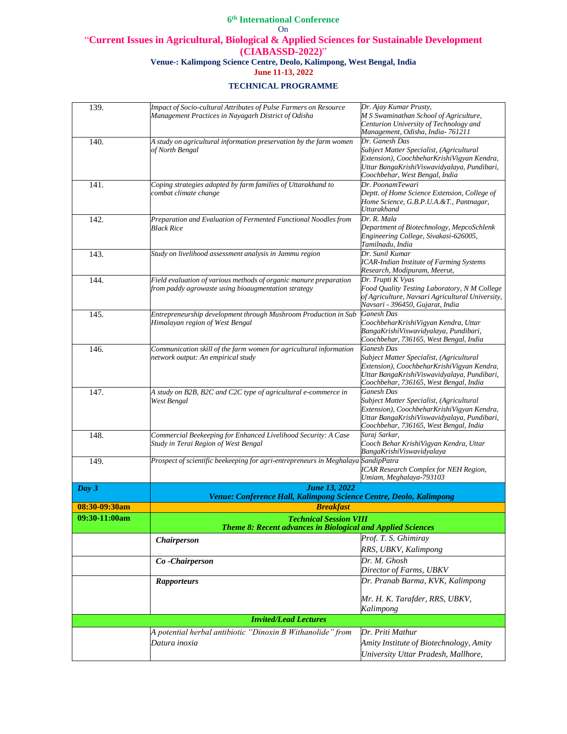**6th International Conference**

On

**"Current Issues in Agricultural, Biological & Applied Sciences for Sustainable Development (CIABASSD-2022)"**

**Venue-: Kalimpong Science Centre, Deolo, Kalimpong, West Bengal, India**

**June 11-13, 2022**

**TECHNICAL PROGRAMME**

| | | |
|---|---|---|
| 139. | *Impact of Socio-cultural Attributes of Pulse Farmers on Resource Management Practices in Nayagarh District of Odisha* | *Dr. Ajay Kumar Prusty, M S Swaminathan School of Agriculture, Centurion University of Technology and Management, Odisha, India- 761211* |
| 140. | *A study on agricultural information preservation by the farm women of North Bengal* | *Dr. Ganesh Das Subject Matter Specialist, (Agricultural Extension), CoochbeharKrishiVigyan Kendra, Uttar BangaKrishiViswavidyalaya, Pundibari, Coochbehar, West Bengal, India* |
| 141. | *Coping strategies adopted by farm families of Uttarakhand to combat climate change* | *Dr. PoonamTewari Deptt. of Home Science Extension, College of Home Science, G.B.P.U.A.&T., Pantnagar, Uttarakhand* |
| 142. | *Preparation and Evaluation of Fermented Functional Noodles from Black Rice* | *Dr. R. Mala Department of Biotechnology, MepcoSchlenk Engineering College, Sivakasi-626005, Tamilnadu, India* |
| 143. | *Study on livelihood assessment analysis in Jammu region* | *Dr. Sunil Kumar ICAR-Indian Institute of Farming Systems Research, Modipuram, Meerut,* |
| 144. | *Field evaluation of various methods of organic manure preparation from paddy agrowaste using bioaugmentation strategy* | *Dr. Trupti K Vyas Food Quality Testing Laboratory, N M College of Agriculture, Navsari Agricultural University, Navsari - 396450, Gujarat, India* |
| 145. | *Entrepreneurship development through Mushroom Production in Sub Himalayan region of West Bengal* | *Ganesh Das CoochbeharKrishiVigyan Kendra, Uttar BangaKrishiViswavidyalaya, Pundibari, Coochbehar, 736165, West Bengal, India* |
| 146. | *Communication skill of the farm women for agricultural information network output: An empirical study* | *Ganesh Das Subject Matter Specialist, (Agricultural Extension), CoochbeharKrishiVigyan Kendra, Uttar BangaKrishiViswavidyalaya, Pundibari, Coochbehar, 736165, West Bengal, India* |
| 147. | *A study on B2B, B2C and C2C type of agricultural e-commerce in West Bengal* | *Ganesh Das Subject Matter Specialist, (Agricultural Extension), CoochbeharKrishiVigyan Kendra, Uttar BangaKrishiViswavidyalaya, Pundibari, Coochbehar, 736165, West Bengal, India* |
| 148. | *Commercial Beekeeping for Enhanced Livelihood Security: A Case Study in Terai Region of West Bengal* | *Suraj Sarkar, Cooch Behar KrishiVigyan Kendra, Uttar BangaKrishiViswavidyalaya* |
| 149. | *Prospect of scientific beekeeping for agri-entrepreneurs in Meghalaya* | *SandipPatra ICAR Research Complex for NEH Region, Umiam, Meghalaya-793103* |
| ***Day 3*** | ***June 13, 2022 Venue: Conference Hall, Kalimpong Science Centre, Deolo, Kalimpong*** | |
| **08:30-09:30am** | ***Breakfast*** | |
| **09:30-11:00am** | ***Technical Session VIII Theme 8: Recent advances in Biological and Applied Sciences*** | |
| | ***Chairperson*** | *Prof. T. S. Ghimiray RRS, UBKV, Kalimpong* |
| | ***Co -Chairperson*** | *Dr. M. Ghosh Director of Farms, UBKV* |
| | ***Rapporteurs*** | *Dr. Pranab Barma, KVK, Kalimpong; Mr. H. K. Tarafder, RRS, UBKV, Kalimpong* |
| ***Invited/Lead Lectures*** | | |
| | *A potential herbal antibiotic "Dinoxin B Withanolide" from Datura inoxia* | *Dr. Priti Mathur Amity Institute of Biotechnology, Amity University Uttar Pradesh, Mallhore,* |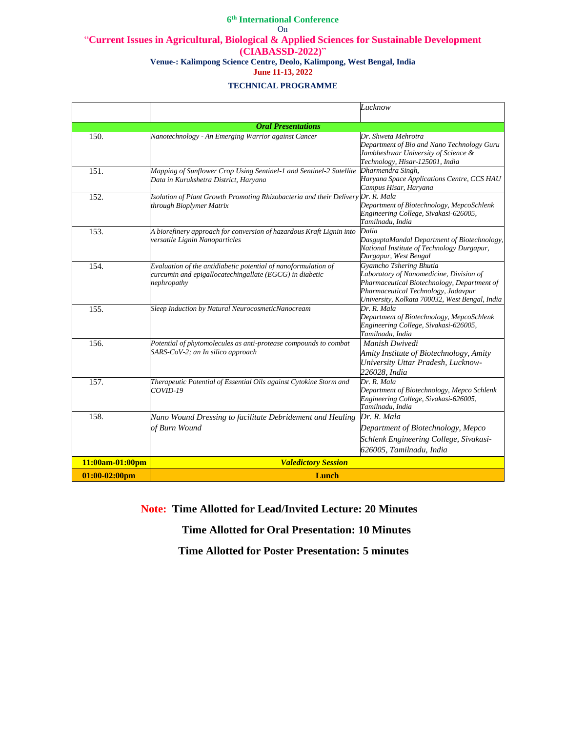**6th International Conference**

On

"**Current Issues in Agricultural, Biological & Applied Sciences for Sustainable Development (CIABASSD-2022)**"

**Venue-: Kalimpong Science Centre, Deolo, Kalimpong, West Bengal, India**

**June 11-13, 2022**

**TECHNICAL PROGRAMME**

| | | |
|---|---|---|
| | | *Lucknow* |
| ***Oral Presentations*** | | |
| 150. | *Nanotechnology - An Emerging Warrior against Cancer* | *Dr. Shweta Mehrotra Department of Bio and Nano Technology Guru Jambheshwar University of Science & Technology, Hisar-125001, India* |
| 151. | *Mapping of Sunflower Crop Using Sentinel-1 and Sentinel-2 Satellite Data in Kurukshetra District, Haryana* | *Dharmendra Singh, Haryana Space Applications Centre, CCS HAU Campus Hisar, Haryana* |
| 152. | *Isolation of Plant Growth Promoting Rhizobacteria and their Delivery through Bioplymer Matrix* | *Dr. R. Mala Department of Biotechnology, MepcoSchlenk Engineering College, Sivakasi-626005, Tamilnadu, India* |
| 153. | *A biorefinery approach for conversion of hazardous Kraft Lignin into versatile Lignin Nanoparticles* | *Dalia DasguptaMandal Department of Biotechnology, National Institute of Technology Durgapur, Durgapur, West Bengal* |
| 154. | *Evaluation of the antidiabetic potential of nanoformulation of curcumin and epigallocatechingallate (EGCG) in diabetic nephropathy* | *Gyamcho Tshering Bhutia Laboratory of Nanomedicine, Division of Pharmaceutical Biotechnology, Department of Pharmaceutical Technology, Jadavpur University, Kolkata 700032, West Bengal, India* |
| 155. | *Sleep Induction by Natural NeurocosmeticNanocream* | *Dr. R. Mala Department of Biotechnology, MepcoSchlenk Engineering College, Sivakasi-626005, Tamilnadu, India* |
| 156. | *Potential of phytomolecules as anti-protease compounds to combat SARS-CoV-2; an In silico approach* | *Manish Dwivedi Amity Institute of Biotechnology, Amity University Uttar Pradesh, Lucknow-226028, India* |
| 157. | *Therapeutic Potential of Essential Oils against Cytokine Storm and COVID-19* | *Dr. R. Mala Department of Biotechnology, Mepco Schlenk Engineering College, Sivakasi-626005, Tamilnadu, India* |
| 158. | *Nano Wound Dressing to facilitate Debridement and Healing of Burn Wound* | *Dr. R. Mala Department of Biotechnology, Mepco Schlenk Engineering College, Sivakasi-626005, Tamilnadu, India* |
| **11:00am-01:00pm** | ***Valedictory Session*** | |
| **01:00-02:00pm** | **Lunch** | |

**Note: Time Allotted for Lead/Invited Lecture: 20 Minutes**

**Time Allotted for Oral Presentation: 10 Minutes**

**Time Allotted for Poster Presentation: 5 minutes**